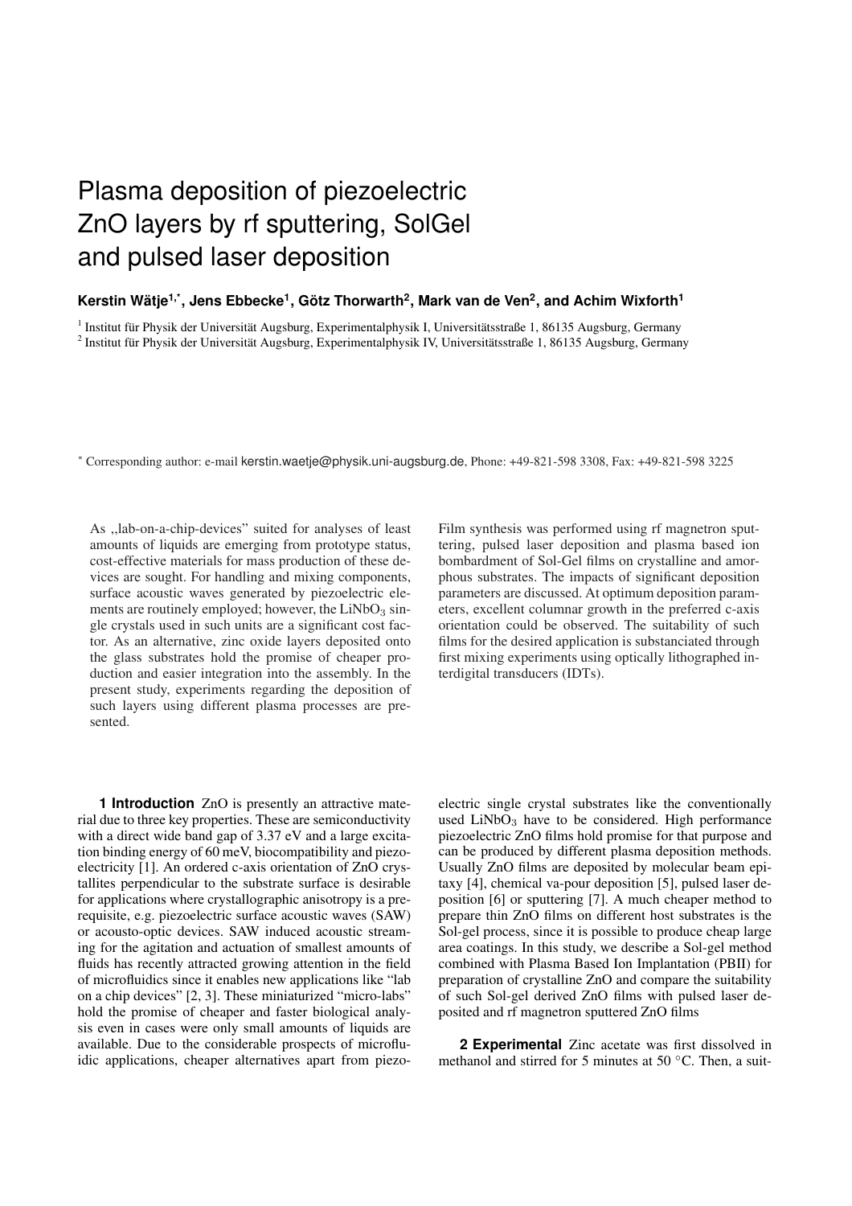# Plasma deposition of piezoelectric ZnO layers by rf sputtering, SolGel and pulsed laser deposition

**Kerstin Wätje[1,*], Jens Ebbecke[1], Götz Thorwarth[2], Mark van de Ven[2], and Achim Wixforth[1]**

[1] Institut für Physik der Universität Augsburg, Experimentalphysik I, Universitätsstraße 1, 86135 Augsburg, Germany
[2] Institut für Physik der Universität Augsburg, Experimentalphysik IV, Universitätsstraße 1, 86135 Augsburg, Germany

[*] Corresponding author: e-mail kerstin.waetje@physik.uni-augsburg.de, Phone: +49-821-598 3308, Fax: +49-821-598 3225

As „lab-on-a-chip-devices" suited for analyses of least amounts of liquids are emerging from prototype status, cost-effective materials for mass production of these devices are sought. For handling and mixing components, surface acoustic waves generated by piezoelectric elements are routinely employed; however, the $LiNbO_3$ single crystals used in such units are a significant cost factor. As an alternative, zinc oxide layers deposited onto the glass substrates hold the promise of cheaper production and easier integration into the assembly. In the present study, experiments regarding the deposition of such layers using different plasma processes are presented. Film synthesis was performed using rf magnetron sputtering, pulsed laser deposition and plasma based ion bombardment of Sol-Gel films on crystalline and amorphous substrates. The impacts of significant deposition parameters are discussed. At optimum deposition parameters, excellent columnar growth in the preferred c-axis orientation could be observed. The suitability of such films for the desired application is substanciated through first mixing experiments using optically lithographed interdigital transducers (IDTs).

**1 Introduction** ZnO is presently an attractive material due to three key properties. These are semiconductivity with a direct wide band gap of 3.37 eV and a large excitation binding energy of 60 meV, biocompatibility and piezoelectricity [1]. An ordered c-axis orientation of ZnO crystallites perpendicular to the substrate surface is desirable for applications where crystallographic anisotropy is a prerequisite, e.g. piezoelectric surface acoustic waves (SAW) or acousto-optic devices. SAW induced acoustic streaming for the agitation and actuation of smallest amounts of fluids has recently attracted growing attention in the field of microfluidics since it enables new applications like "lab on a chip devices" [2, 3]. These miniaturized "micro-labs" hold the promise of cheaper and faster biological analysis even in cases were only small amounts of liquids are available. Due to the considerable prospects of microfluidic applications, cheaper alternatives apart from piezoelectric single crystal substrates like the conventionally used $LiNbO_3$ have to be considered. High performance piezoelectric ZnO films hold promise for that purpose and can be produced by different plasma deposition methods. Usually ZnO films are deposited by molecular beam epitaxy [4], chemical va-pour deposition [5], pulsed laser deposition [6] or sputtering [7]. A much cheaper method to prepare thin ZnO films on different host substrates is the Sol-gel process, since it is possible to produce cheap large area coatings. In this study, we describe a Sol-gel method combined with Plasma Based Ion Implantation (PBII) for preparation of crystalline ZnO and compare the suitability of such Sol-gel derived ZnO films with pulsed laser deposited and rf magnetron sputtered ZnO films

**2 Experimental** Zinc acetate was first dissolved in methanol and stirred for 5 minutes at 50 °C. Then, a suit-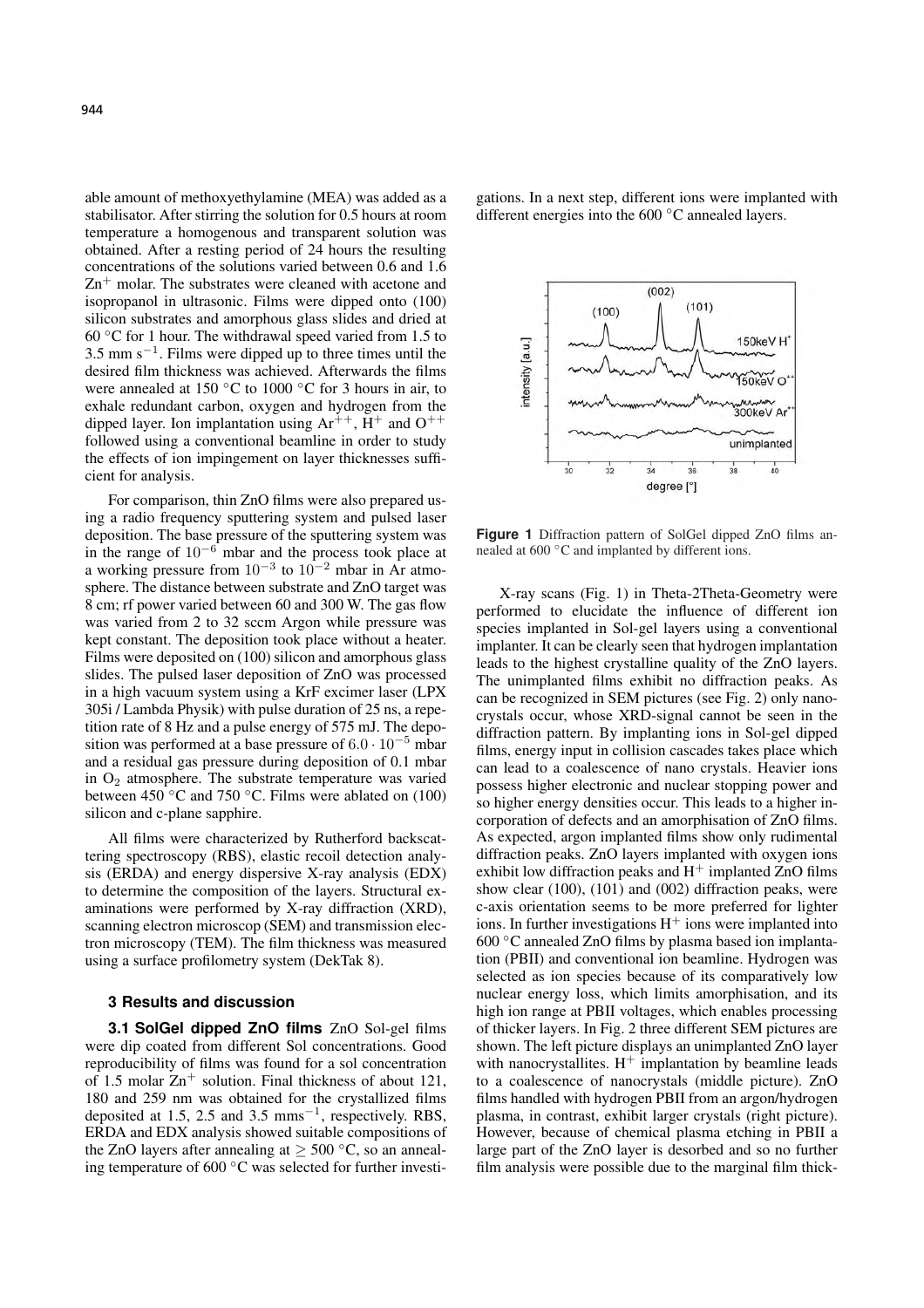able amount of methoxyethylamine (MEA) was added as a stabilisator. After stirring the solution for 0.5 hours at room temperature a homogenous and transparent solution was obtained. After a resting period of 24 hours the resulting concentrations of the solutions varied between 0.6 and 1.6 $Zn^+$ molar. The substrates were cleaned with acetone and isopropanol in ultrasonic. Films were dipped onto (100) silicon substrates and amorphous glass slides and dried at 60 °C for 1 hour. The withdrawal speed varied from 1.5 to 3.5 mm $s^{-1}$. Films were dipped up to three times until the desired film thickness was achieved. Afterwards the films were annealed at 150 °C to 1000 °C for 3 hours in air, to exhale redundant carbon, oxygen and hydrogen from the dipped layer. Ion implantation using $Ar^{++}$, $H^+$ and $O^{++}$ followed using a conventional beamline in order to study the effects of ion impingement on layer thicknesses sufficient for analysis.

For comparison, thin ZnO films were also prepared using a radio frequency sputtering system and pulsed laser deposition. The base pressure of the sputtering system was in the range of $10^{-6}$ mbar and the process took place at a working pressure from $10^{-3}$ to $10^{-2}$ mbar in Ar atmosphere. The distance between substrate and ZnO target was 8 cm; rf power varied between 60 and 300 W. The gas flow was varied from 2 to 32 sccm Argon while pressure was kept constant. The deposition took place without a heater. Films were deposited on (100) silicon and amorphous glass slides. The pulsed laser deposition of ZnO was processed in a high vacuum system using a KrF excimer laser (LPX 305i / Lambda Physik) with pulse duration of 25 ns, a repetition rate of 8 Hz and a pulse energy of 575 mJ. The deposition was performed at a base pressure of $6.0 \cdot 10^{-5}$ mbar and a residual gas pressure during deposition of 0.1 mbar in $O_2$ atmosphere. The substrate temperature was varied between 450 °C and 750 °C. Films were ablated on (100) silicon and c-plane sapphire.

All films were characterized by Rutherford backscattering spectroscopy (RBS), elastic recoil detection analysis (ERDA) and energy dispersive X-ray analysis (EDX) to determine the composition of the layers. Structural examinations were performed by X-ray diffraction (XRD), scanning electron microscop (SEM) and transmission electron microscopy (TEM). The film thickness was measured using a surface profilometry system (DekTak 8).

### 3 Results and discussion

**3.1 SolGel dipped ZnO films** ZnO Sol-gel films were dip coated from different Sol concentrations. Good reproducibility of films was found for a sol concentration of 1.5 molar $Zn^+$ solution. Final thickness of about 121, 180 and 259 nm was obtained for the crystallized films deposited at 1.5, 2.5 and 3.5 $mms^{-1}$, respectively. RBS, ERDA and EDX analysis showed suitable compositions of the ZnO layers after annealing at $\geq 500$ °C, so an annealing temperature of 600 °C was selected for further investigations. In a next step, different ions were implanted with different energies into the 600 °C annealed layers.

**Figure 1** Diffraction pattern of SolGel dipped ZnO films annealed at 600 °C and implanted by different ions.

X-ray scans (Fig. 1) in Theta-2Theta-Geometry were performed to elucidate the influence of different ion species implanted in Sol-gel layers using a conventional implanter. It can be clearly seen that hydrogen implantation leads to the highest crystalline quality of the ZnO layers. The unimplanted films exhibit no diffraction peaks. As can be recognized in SEM pictures (see Fig. 2) only nanocrystals occur, whose XRD-signal cannot be seen in the diffraction pattern. By implanting ions in Sol-gel dipped films, energy input in collision cascades takes place which can lead to a coalescence of nano crystals. Heavier ions possess higher electronic and nuclear stopping power and so higher energy densities occur. This leads to a higher incorporation of defects and an amorphisation of ZnO films. As expected, argon implanted films show only rudimental diffraction peaks. ZnO layers implanted with oxygen ions exhibit low diffraction peaks and $H^+$ implanted ZnO films show clear (100), (101) and (002) diffraction peaks, were c-axis orientation seems to be more preferred for lighter ions. In further investigations $H^+$ ions were implanted into 600 °C annealed ZnO films by plasma based ion implantation (PBII) and conventional ion beamline. Hydrogen was selected as ion species because of its comparatively low nuclear energy loss, which limits amorphisation, and its high ion range at PBII voltages, which enables processing of thicker layers. In Fig. 2 three different SEM pictures are shown. The left picture displays an unimplanted ZnO layer with nanocrystallites. $H^+$ implantation by beamline leads to a coalescence of nanocrystals (middle picture). ZnO films handled with hydrogen PBII from an argon/hydrogen plasma, in contrast, exhibit larger crystals (right picture). However, because of chemical plasma etching in PBII a large part of the ZnO layer is desorbed and so no further film analysis were possible due to the marginal film thick-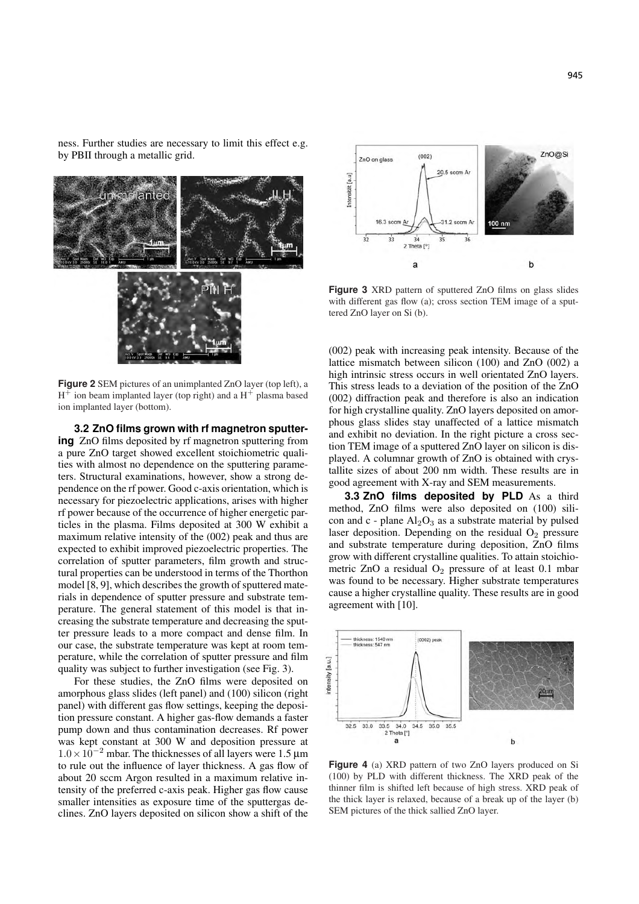ness. Further studies are necessary to limit this effect e.g. by PBII through a metallic grid.

**Figure 2** SEM pictures of an unimplanted ZnO layer (top left), a $H^+$ ion beam implanted layer (top right) and a $H^+$ plasma based ion implanted layer (bottom).

**3.2 ZnO films grown with rf magnetron sputtering** ZnO films deposited by rf magnetron sputtering from a pure ZnO target showed excellent stoichiometric qualities with almost no dependence on the sputtering parameters. Structural examinations, however, show a strong dependence on the rf power. Good c-axis orientation, which is necessary for piezoelectric applications, arises with higher rf power because of the occurrence of higher energetic particles in the plasma. Films deposited at 300 W exhibit a maximum relative intensity of the (002) peak and thus are expected to exhibit improved piezoelectric properties. The correlation of sputter parameters, film growth and structural properties can be understood in terms of the Thorthon model [8, 9], which describes the growth of sputtered materials in dependence of sputter pressure and substrate temperature. The general statement of this model is that increasing the substrate temperature and decreasing the sputter pressure leads to a more compact and dense film. In our case, the substrate temperature was kept at room temperature, while the correlation of sputter pressure and film quality was subject to further investigation (see Fig. 3).

For these studies, the ZnO films were deposited on amorphous glass slides (left panel) and (100) silicon (right panel) with different gas flow settings, keeping the deposition pressure constant. A higher gas-flow demands a faster pump down and thus contamination decreases. Rf power was kept constant at 300 W and deposition pressure at $1.0 \times 10^{-2}$ mbar. The thicknesses of all layers were 1.5 μm to rule out the influence of layer thickness. A gas flow of about 20 sccm Argon resulted in a maximum relative intensity of the preferred c-axis peak. Higher gas flow cause smaller intensities as exposure time of the sputtergas declines. ZnO layers deposited on silicon show a shift of the (002) peak with increasing peak intensity. Because of the lattice mismatch between silicon (100) and ZnO (002) a high intrinsic stress occurs in well orientated ZnO layers. This stress leads to a deviation of the position of the ZnO (002) diffraction peak and therefore is also an indication for high crystalline quality. ZnO layers deposited on amorphous glass slides stay unaffected of a lattice mismatch and exhibit no deviation. In the right picture a cross section TEM image of a sputtered ZnO layer on silicon is displayed. A columnar growth of ZnO is obtained with crystallite sizes of about 200 nm width. These results are in good agreement with X-ray and SEM measurements.

**Figure 3** XRD pattern of sputtered ZnO films on glass slides with different gas flow (a); cross section TEM image of a sputtered ZnO layer on Si (b).

**3.3 ZnO films deposited by PLD** As a third method, ZnO films were also deposited on (100) silicon and c - plane $Al_2O_3$ as a substrate material by pulsed laser deposition. Depending on the residual $O_2$ pressure and substrate temperature during deposition, ZnO films grow with different crystalline qualities. To attain stoichiometric ZnO a residual $O_2$ pressure of at least 0.1 mbar was found to be necessary. Higher substrate temperatures cause a higher crystalline quality. These results are in good agreement with [10].

**Figure 4** (a) XRD pattern of two ZnO layers produced on Si (100) by PLD with different thickness. The XRD peak of the thinner film is shifted left because of high stress. XRD peak of the thick layer is relaxed, because of a break up of the layer (b) SEM pictures of the thick sallied ZnO layer.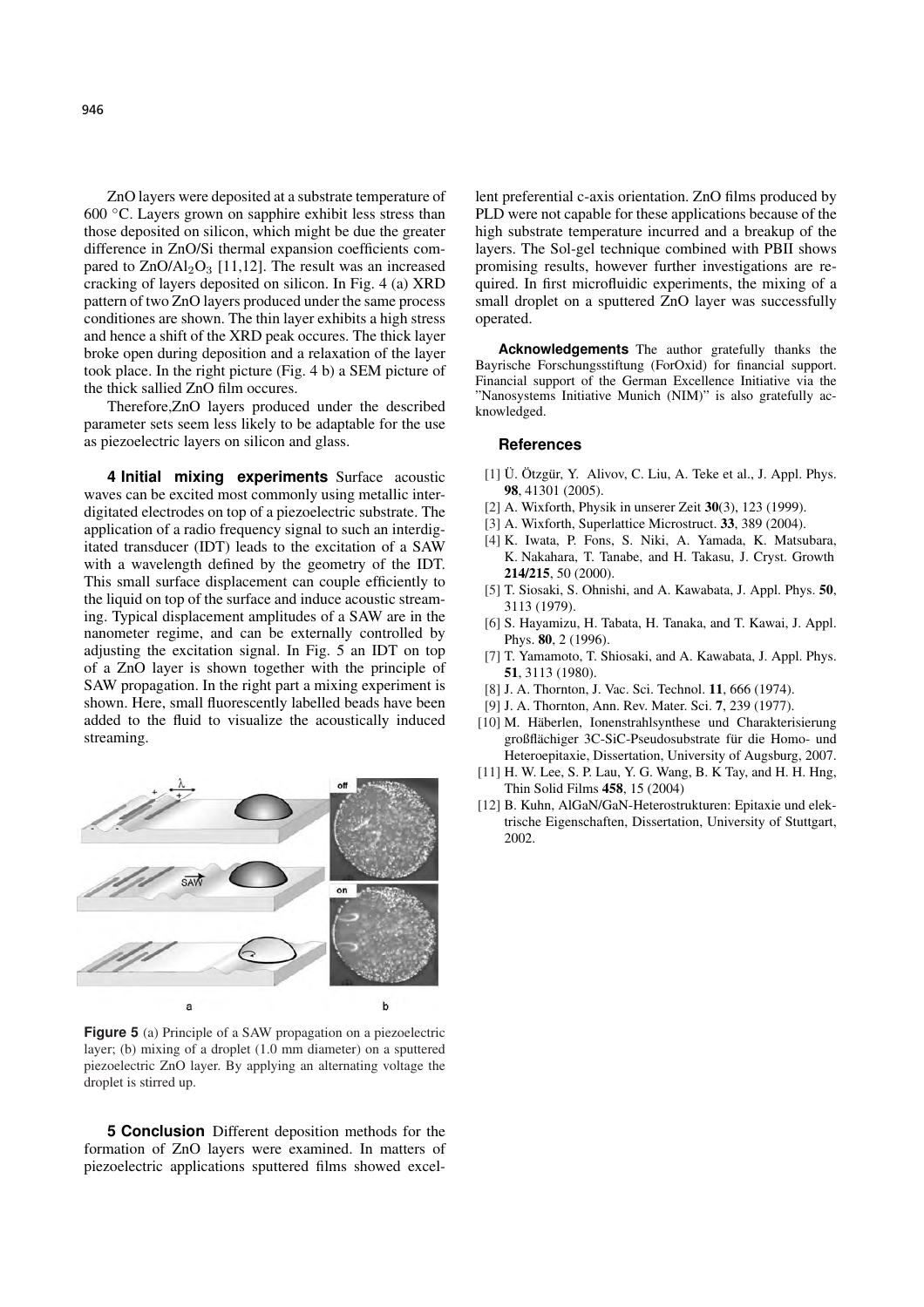ZnO layers were deposited at a substrate temperature of 600 °C. Layers grown on sapphire exhibit less stress than those deposited on silicon, which might be due the greater difference in ZnO/Si thermal expansion coefficients compared to ZnO/$Al_2O_3$ [11,12]. The result was an increased cracking of layers deposited on silicon. In Fig. 4 (a) XRD pattern of two ZnO layers produced under the same process conditiones are shown. The thin layer exhibits a high stress and hence a shift of the XRD peak occures. The thick layer broke open during deposition and a relaxation of the layer took place. In the right picture (Fig. 4 b) a SEM picture of the thick sallied ZnO film occures.

Therefore,ZnO layers produced under the described parameter sets seem less likely to be adaptable for the use as piezoelectric layers on silicon and glass.

**4 Initial mixing experiments** Surface acoustic waves can be excited most commonly using metallic interdigitated electrodes on top of a piezoelectric substrate. The application of a radio frequency signal to such an interdigitated transducer (IDT) leads to the excitation of a SAW with a wavelength defined by the geometry of the IDT. This small surface displacement can couple efficiently to the liquid on top of the surface and induce acoustic streaming. Typical displacement amplitudes of a SAW are in the nanometer regime, and can be externally controlled by adjusting the excitation signal. In Fig. 5 an IDT on top of a ZnO layer is shown together with the principle of SAW propagation. In the right part a mixing experiment is shown. Here, small fluorescently labelled beads have been added to the fluid to visualize the acoustically induced streaming.

λ

SAW

off

on

a

b

**Figure 5** (a) Principle of a SAW propagation on a piezoelectric layer; (b) mixing of a droplet (1.0 mm diameter) on a sputtered piezoelectric ZnO layer. By applying an alternating voltage the droplet is stirred up.

**5 Conclusion** Different deposition methods for the formation of ZnO layers were examined. In matters of piezoelectric applications sputtered films showed excellent preferential c-axis orientation. ZnO films produced by PLD were not capable for these applications because of the high substrate temperature incurred and a breakup of the layers. The Sol-gel technique combined with PBII shows promising results, however further investigations are required. In first microfluidic experiments, the mixing of a small droplet on a sputtered ZnO layer was successfully operated.

**Acknowledgements** The author gratefully thanks the Bayrische Forschungsstiftung (ForOxid) for financial support. Financial support of the German Excellence Initiative via the "Nanosystems Initiative Munich (NIM)" is also gratefully acknowledged.

## References

[1] Ü. Ötzgür, Y. Alivov, C. Liu, A. Teke et al., J. Appl. Phys. **98**, 41301 (2005).

[2] A. Wixforth, Physik in unserer Zeit **30**(3), 123 (1999).

[3] A. Wixforth, Superlattice Microstruct. **33**, 389 (2004).

[4] K. Iwata, P. Fons, S. Niki, A. Yamada, K. Matsubara, K. Nakahara, T. Tanabe, and H. Takasu, J. Cryst. Growth **214/215**, 50 (2000).

[5] T. Siosaki, S. Ohnishi, and A. Kawabata, J. Appl. Phys. **50**, 3113 (1979).

[6] S. Hayamizu, H. Tabata, H. Tanaka, and T. Kawai, J. Appl. Phys. **80**, 2 (1996).

[7] T. Yamamoto, T. Shiosaki, and A. Kawabata, J. Appl. Phys. **51**, 3113 (1980).

[8] J. A. Thornton, J. Vac. Sci. Technol. **11**, 666 (1974).

[9] J. A. Thornton, Ann. Rev. Mater. Sci. **7**, 239 (1977).

[10] M. Häberlen, Ionenstrahlsynthese und Charakterisierung großflächiger 3C-SiC-Pseudosubstrate für die Homo- und Heteroepitaxie, Dissertation, University of Augsburg, 2007.

[11] H. W. Lee, S. P. Lau, Y. G. Wang, B. K Tay, and H. H. Hng, Thin Solid Films **458**, 15 (2004)

[12] B. Kuhn, AlGaN/GaN-Heterostrukturen: Epitaxie und elektrische Eigenschaften, Dissertation, University of Stuttgart, 2002.